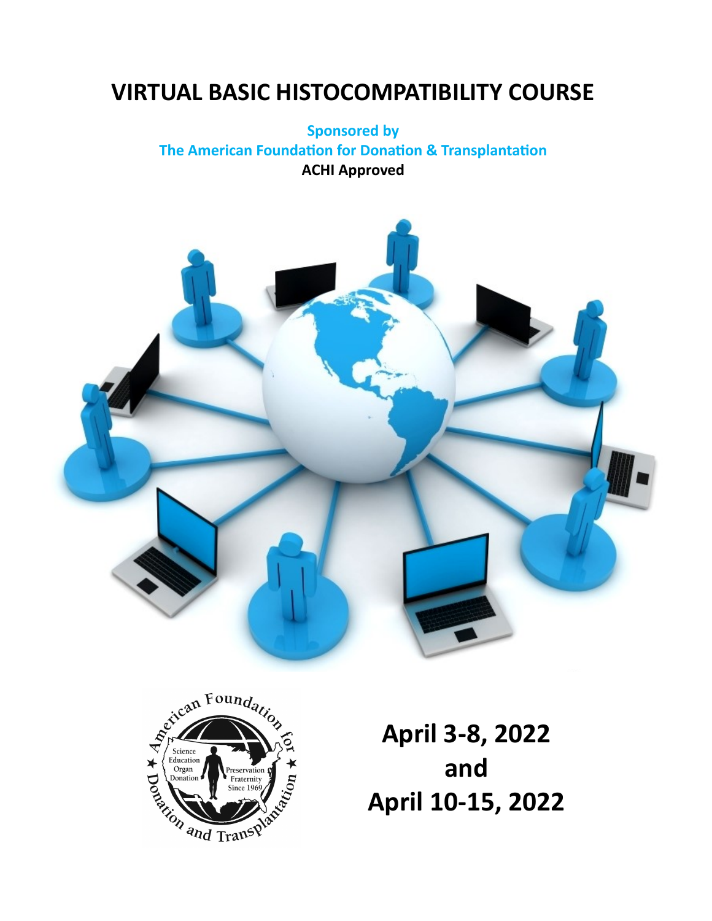# VIRTUAL BASIC HISTOCOMPATIBILITY COURSE

**Sponsored by**
**The American Foundation for Donation & Transplantation**
**ACHI Approved**

**April 3-8, 2022**
**and**
**April 10-15, 2022**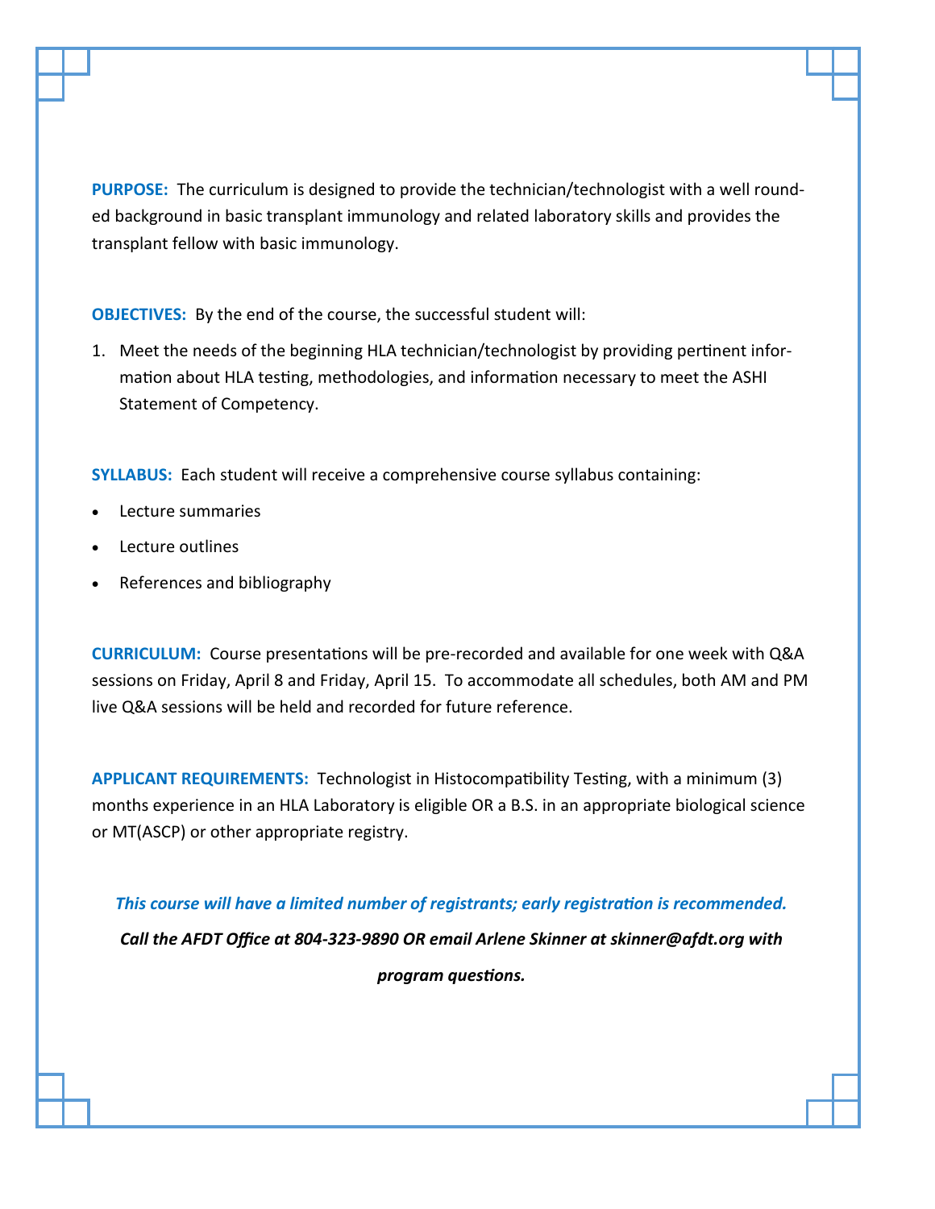**PURPOSE:** The curriculum is designed to provide the technician/technologist with a well rounded background in basic transplant immunology and related laboratory skills and provides the transplant fellow with basic immunology.

**OBJECTIVES:** By the end of the course, the successful student will:

1. Meet the needs of the beginning HLA technician/technologist by providing pertinent information about HLA testing, methodologies, and information necessary to meet the ASHI Statement of Competency.

**SYLLABUS:** Each student will receive a comprehensive course syllabus containing:

- Lecture summaries
- Lecture outlines
- References and bibliography

**CURRICULUM:** Course presentations will be pre-recorded and available for one week with Q&A sessions on Friday, April 8 and Friday, April 15. To accommodate all schedules, both AM and PM live Q&A sessions will be held and recorded for future reference.

**APPLICANT REQUIREMENTS:** Technologist in Histocompatibility Testing, with a minimum (3) months experience in an HLA Laboratory is eligible OR a B.S. in an appropriate biological science or MT(ASCP) or other appropriate registry.

***This course will have a limited number of registrants; early registration is recommended.***

***Call the AFDT Office at 804-323-9890 OR email Arlene Skinner at skinner@afdt.org with program questions.***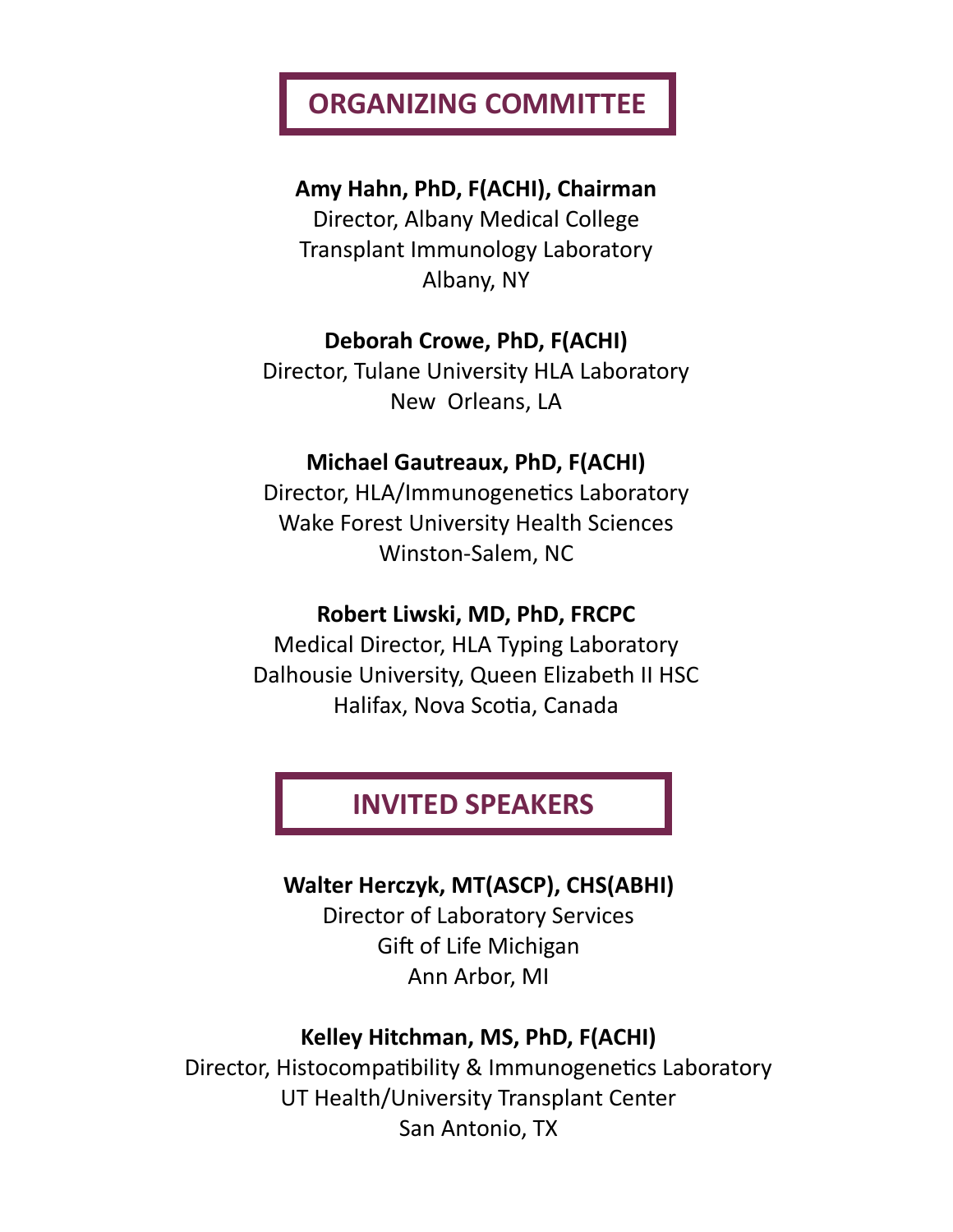## ORGANIZING COMMITTEE

**Amy Hahn, PhD, F(ACHI), Chairman**
Director, Albany Medical College
Transplant Immunology Laboratory
Albany, NY

**Deborah Crowe, PhD, F(ACHI)**
Director, Tulane University HLA Laboratory
New Orleans, LA

**Michael Gautreaux, PhD, F(ACHI)**
Director, HLA/Immunogenetics Laboratory
Wake Forest University Health Sciences
Winston-Salem, NC

**Robert Liwski, MD, PhD, FRCPC**
Medical Director, HLA Typing Laboratory
Dalhousie University, Queen Elizabeth II HSC
Halifax, Nova Scotia, Canada

## INVITED SPEAKERS

**Walter Herczyk, MT(ASCP), CHS(ABHI)**
Director of Laboratory Services
Gift of Life Michigan
Ann Arbor, MI

**Kelley Hitchman, MS, PhD, F(ACHI)**
Director, Histocompatibility & Immunogenetics Laboratory
UT Health/University Transplant Center
San Antonio, TX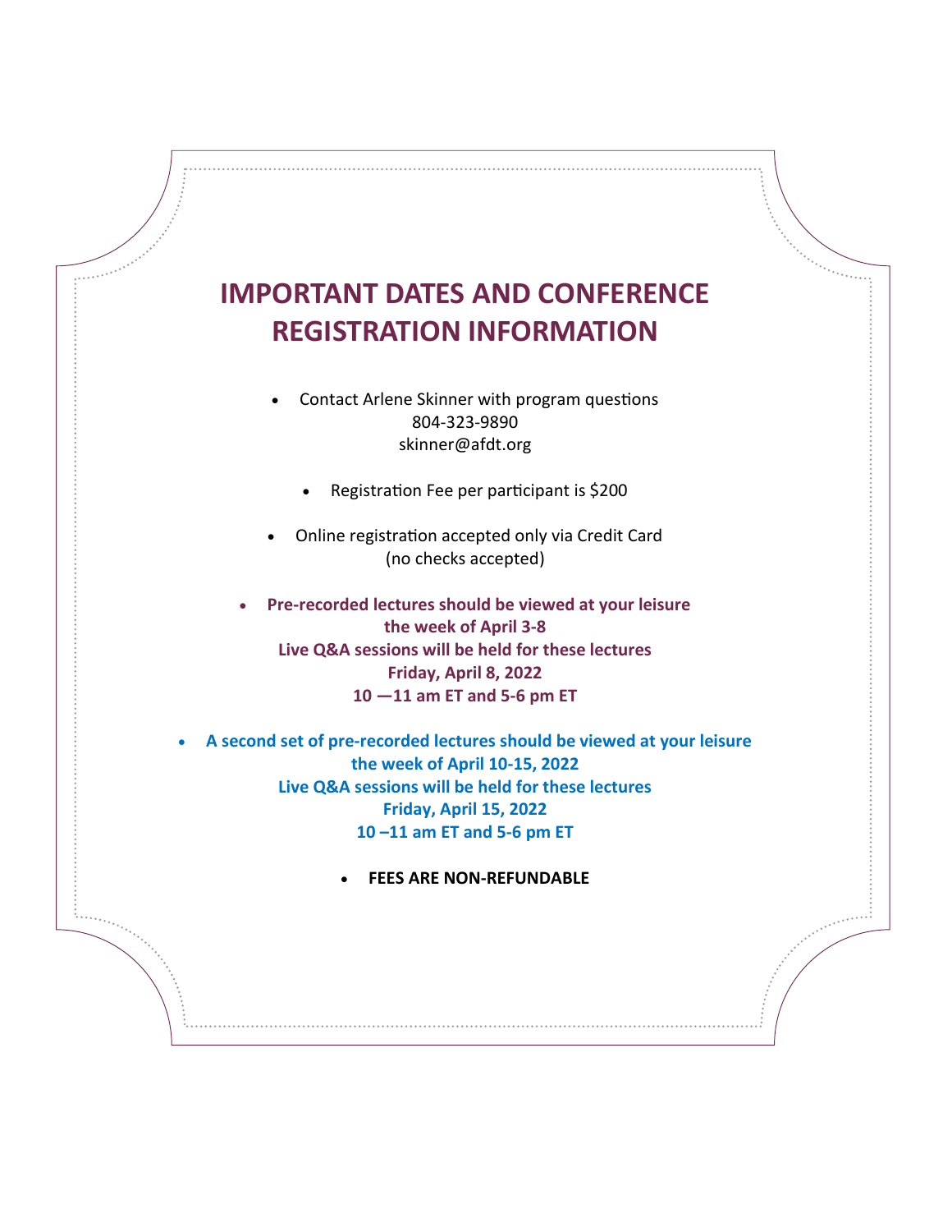# IMPORTANT DATES AND CONFERENCE REGISTRATION INFORMATION

- Contact Arlene Skinner with program questions
  804-323-9890
  skinner@afdt.org

- Registration Fee per participant is $200

- Online registration accepted only via Credit Card
  (no checks accepted)

- **Pre-recorded lectures should be viewed at your leisure
  the week of April 3-8
  Live Q&A sessions will be held for these lectures
  Friday, April 8, 2022
  10 —11 am ET and 5-6 pm ET**

- **A second set of pre-recorded lectures should be viewed at your leisure
  the week of April 10-15, 2022
  Live Q&A sessions will be held for these lectures
  Friday, April 15, 2022
  10 –11 am ET and 5-6 pm ET**

- **FEES ARE NON-REFUNDABLE**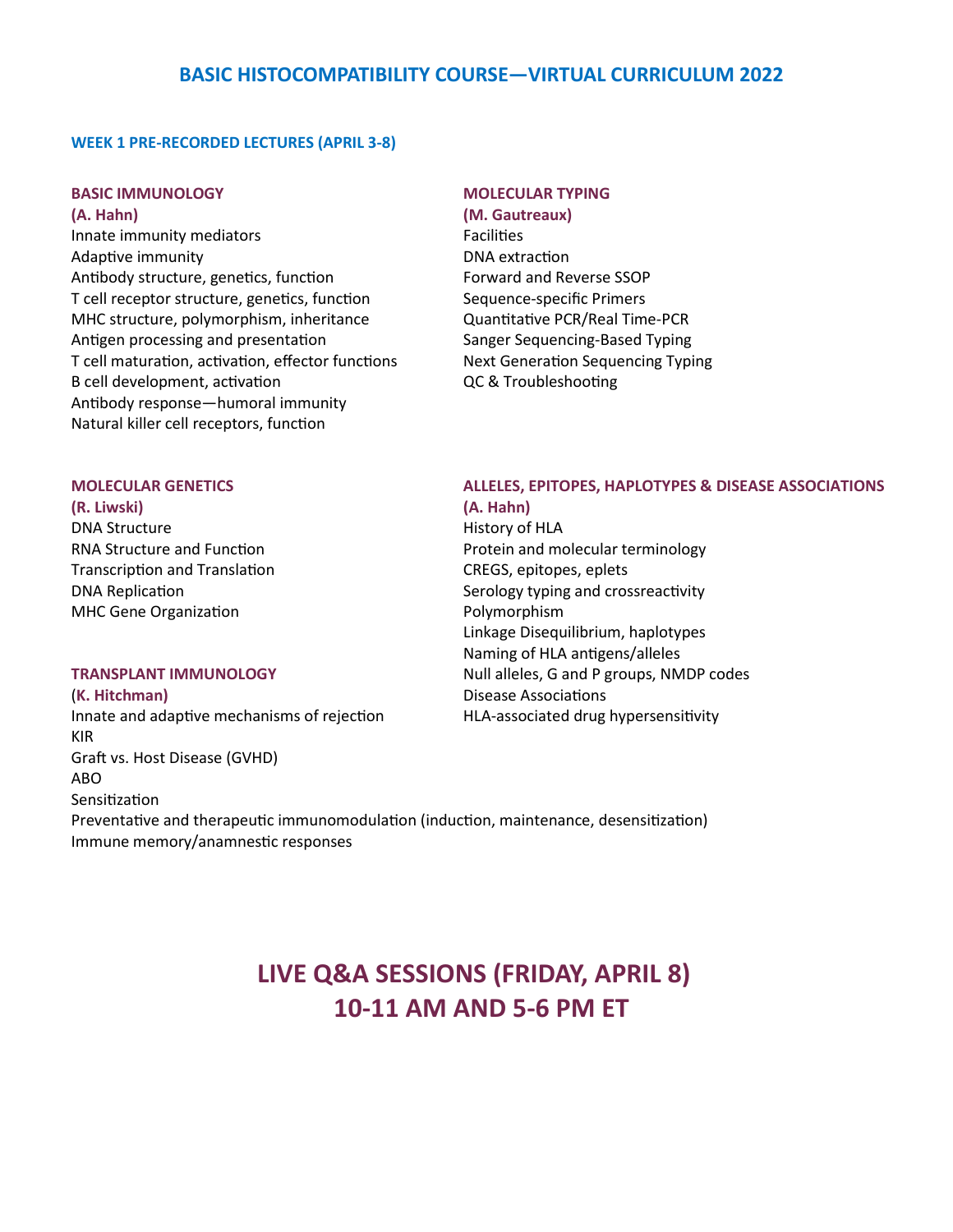# BASIC HISTOCOMPATIBILITY COURSE—VIRTUAL CURRICULUM 2022

## WEEK 1 PRE-RECORDED LECTURES (APRIL 3-8)

### BASIC IMMUNOLOGY
**(A. Hahn)**

Innate immunity mediators
Adaptive immunity
Antibody structure, genetics, function
T cell receptor structure, genetics, function
MHC structure, polymorphism, inheritance
Antigen processing and presentation
T cell maturation, activation, effector functions
B cell development, activation
Antibody response—humoral immunity
Natural killer cell receptors, function

### MOLECULAR TYPING
**(M. Gautreaux)**

Facilities
DNA extraction
Forward and Reverse SSOP
Sequence-specific Primers
Quantitative PCR/Real Time-PCR
Sanger Sequencing-Based Typing
Next Generation Sequencing Typing
QC & Troubleshooting

### MOLECULAR GENETICS
**(R. Liwski)**

DNA Structure
RNA Structure and Function
Transcription and Translation
DNA Replication
MHC Gene Organization

### TRANSPLANT IMMUNOLOGY
**(K. Hitchman)**

Innate and adaptive mechanisms of rejection
KIR
Graft vs. Host Disease (GVHD)
ABO
Sensitization
Preventative and therapeutic immunomodulation (induction, maintenance, desensitization)
Immune memory/anamnestic responses

### ALLELES, EPITOPES, HAPLOTYPES & DISEASE ASSOCIATIONS
**(A. Hahn)**

History of HLA
Protein and molecular terminology
CREGS, epitopes, eplets
Serology typing and crossreactivity
Polymorphism
Linkage Disequilibrium, haplotypes
Naming of HLA antigens/alleles
Null alleles, G and P groups, NMDP codes
Disease Associations
HLA-associated drug hypersensitivity

## LIVE Q&A SESSIONS (FRIDAY, APRIL 8)
## 10-11 AM AND 5-6 PM ET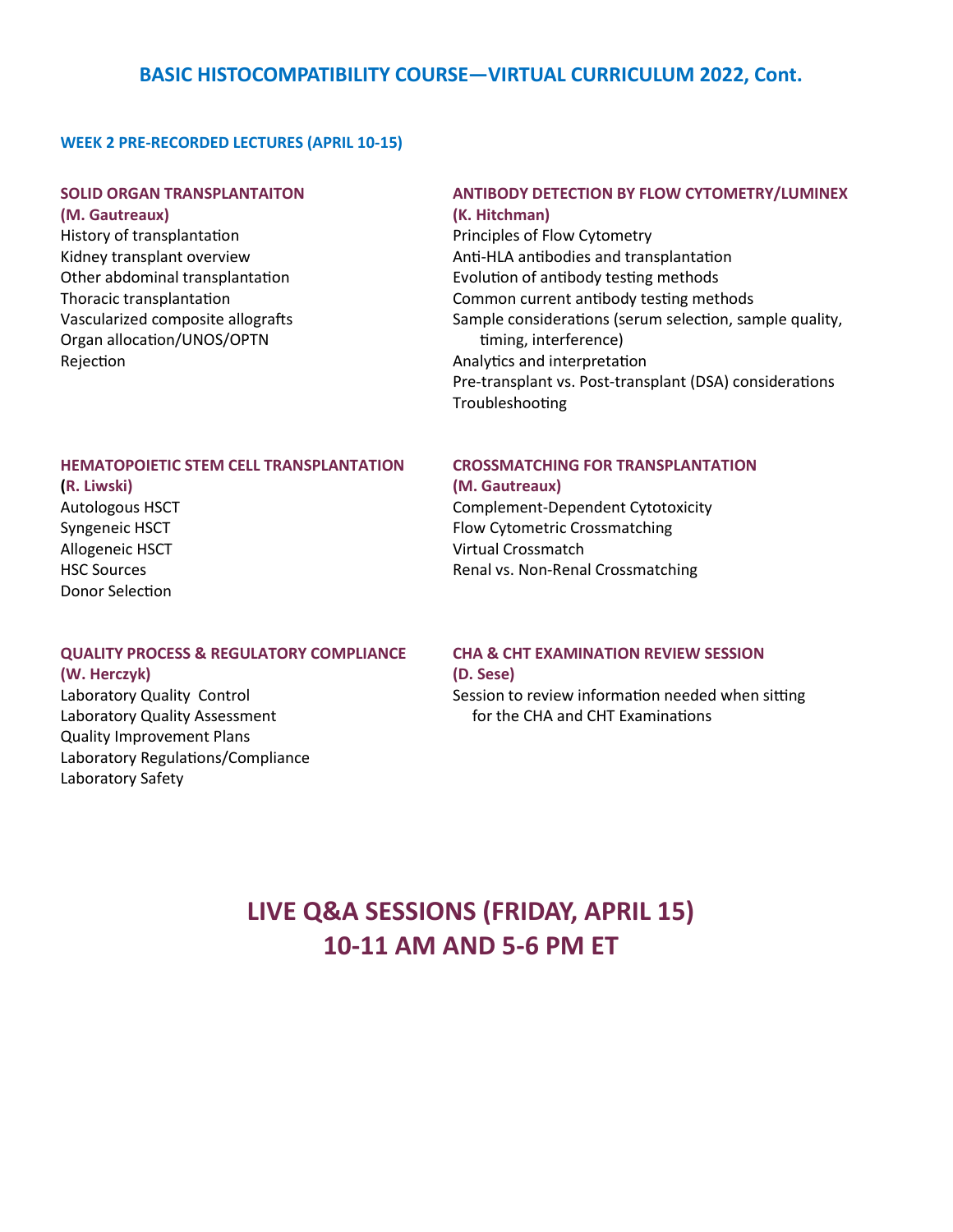## BASIC HISTOCOMPATIBILITY COURSE—VIRTUAL CURRICULUM 2022, Cont.

### WEEK 2 PRE-RECORDED LECTURES (APRIL 10-15)

#### SOLID ORGAN TRANSPLANTAITON
**(M. Gautreaux)**

History of transplantation
Kidney transplant overview
Other abdominal transplantation
Thoracic transplantation
Vascularized composite allografts
Organ allocation/UNOS/OPTN
Rejection

#### ANTIBODY DETECTION BY FLOW CYTOMETRY/LUMINEX
**(K. Hitchman)**

Principles of Flow Cytometry
Anti-HLA antibodies and transplantation
Evolution of antibody testing methods
Common current antibody testing methods
Sample considerations (serum selection, sample quality, timing, interference)
Analytics and interpretation
Pre-transplant vs. Post-transplant (DSA) considerations
Troubleshooting

#### HEMATOPOIETIC STEM CELL TRANSPLANTATION
**(R. Liwski)**

Autologous HSCT
Syngeneic HSCT
Allogeneic HSCT
HSC Sources
Donor Selection

#### CROSSMATCHING FOR TRANSPLANTATION
**(M. Gautreaux)**

Complement-Dependent Cytotoxicity
Flow Cytometric Crossmatching
Virtual Crossmatch
Renal vs. Non-Renal Crossmatching

#### QUALITY PROCESS & REGULATORY COMPLIANCE
**(W. Herczyk)**

Laboratory Quality Control
Laboratory Quality Assessment
Quality Improvement Plans
Laboratory Regulations/Compliance
Laboratory Safety

#### CHA & CHT EXAMINATION REVIEW SESSION
**(D. Sese)**

Session to review information needed when sitting for the CHA and CHT Examinations

## LIVE Q&A SESSIONS (FRIDAY, APRIL 15)
## 10-11 AM AND 5-6 PM ET